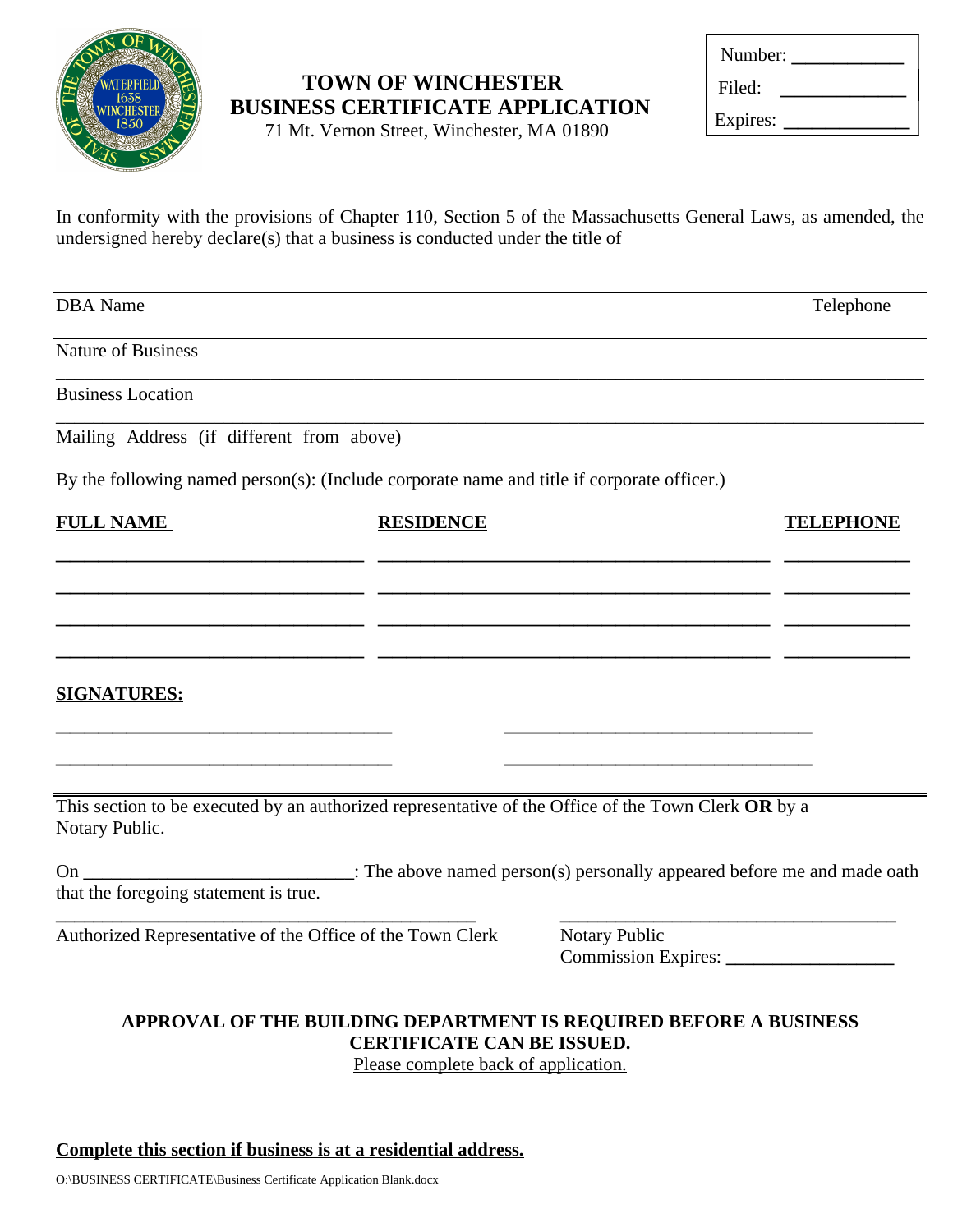# TOWN OF WINCHESTER
# BUSINESS CERTIFICATE APPLICATION

71 Mt. Vernon Street, Winchester, MA 01890

Number: ___________
Filed: ____________
Expires: ____________

In conformity with the provisions of Chapter 110, Section 5 of the Massachusetts General Laws, as amended, the undersigned hereby declare(s) that a business is conducted under the title of

DBA Name ______________________________ Telephone ______________

Nature of Business ______________________________

Business Location ______________________________

Mailing Address (if different from above) ______________________________

By the following named person(s): (Include corporate name and title if corporate officer.)

| FULL NAME | RESIDENCE | TELEPHONE |
|---|---|---|
| ______________________________ | ________________________________________ | ____________ |
| ______________________________ | ________________________________________ | ____________ |
| ______________________________ | ________________________________________ | ____________ |
| ______________________________ | ________________________________________ | ____________ |

**SIGNATURES:**

______________________________ ______________________________

______________________________ ______________________________

This section to be executed by an authorized representative of the Office of the Town Clerk **OR** by a Notary Public.

On ___________________________: The above named person(s) personally appeared before me and made oath that the foregoing statement is true.

______________________________ ______________________________

Authorized Representative of the Office of the Town Clerk

Notary Public
Commission Expires: _________________

**APPROVAL OF THE BUILDING DEPARTMENT IS REQUIRED BEFORE A BUSINESS CERTIFICATE CAN BE ISSUED.**

Please complete back of application.

**Complete this section if business is at a residential address.**

O:\BUSINESS CERTIFICATE\Business Certificate Application Blank.docx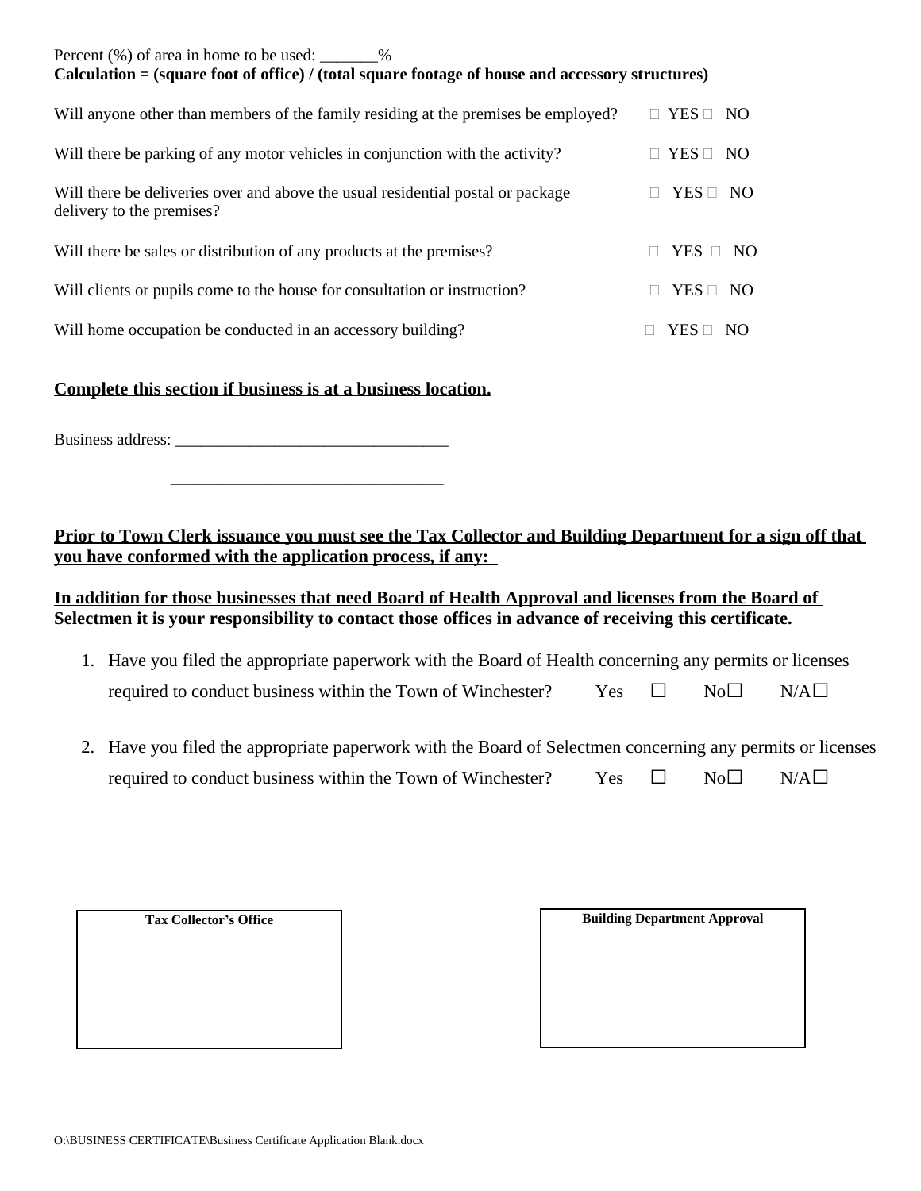Percent (%) of area in home to be used: _______%

**Calculation = (square foot of office) / (total square footage of house and accessory structures)**

Will anyone other than members of the family residing at the premises be employed? ☐ YES ☐ NO

Will there be parking of any motor vehicles in conjunction with the activity? ☐ YES ☐ NO

Will there be deliveries over and above the usual residential postal or package delivery to the premises? ☐ YES ☐ NO

Will there be sales or distribution of any products at the premises? ☐ YES ☐ NO

Will clients or pupils come to the house for consultation or instruction? ☐ YES ☐ NO

Will home occupation be conducted in an accessory building? ☐ YES ☐ NO

**Complete this section if business is at a business location.**

Business address: _________________________________

_________________________________

**Prior to Town Clerk issuance you must see the Tax Collector and Building Department for a sign off that you have conformed with the application process, if any:**

**In addition for those businesses that need Board of Health Approval and licenses from the Board of Selectmen it is your responsibility to contact those offices in advance of receiving this certificate.**

1. Have you filed the appropriate paperwork with the Board of Health concerning any permits or licenses required to conduct business within the Town of Winchester? Yes ☐ No☐ N/A☐

2. Have you filed the appropriate paperwork with the Board of Selectmen concerning any permits or licenses required to conduct business within the Town of Winchester? Yes ☐ No☐ N/A☐

| Tax Collector's Office | Building Department Approval |
| --- | --- |
| | |

O:\BUSINESS CERTIFICATE\Business Certificate Application Blank.docx